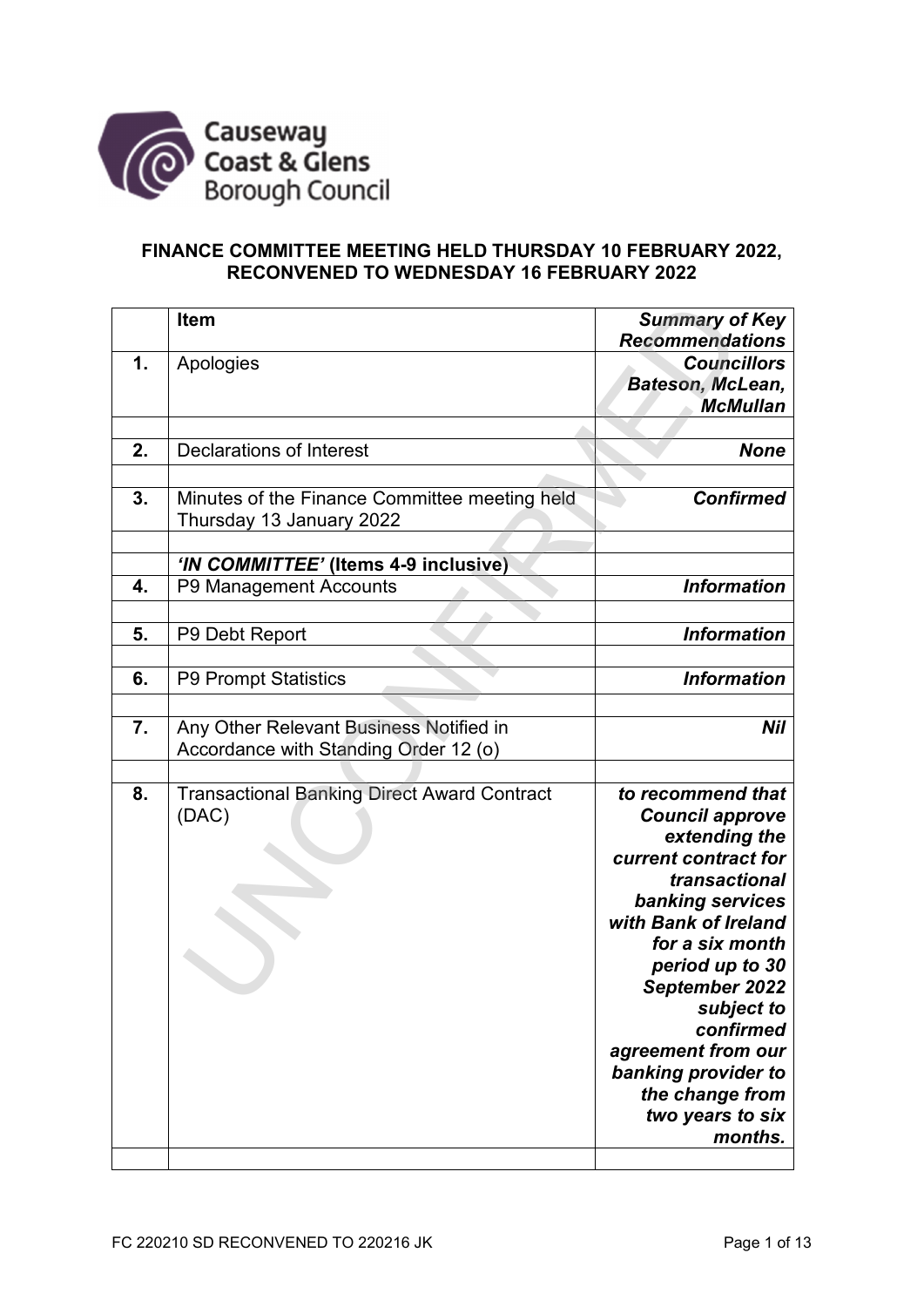Causeway Coast & Glens Borough Council

**FINANCE COMMITTEE MEETING HELD THURSDAY 10 FEBRUARY 2022, RECONVENED TO WEDNESDAY 16 FEBRUARY 2022**

| | Item | *Summary of Key Recommendations* |
|---|---|---|
| **1.** | Apologies | ***Councillors Bateson, McLean, McMullan*** |
| | | |
| **2.** | Declarations of Interest | ***None*** |
| | | |
| **3.** | Minutes of the Finance Committee meeting held Thursday 13 January 2022 | ***Confirmed*** |
| | | |
| | ***'IN COMMITTEE'* (Items 4-9 inclusive)** | |
| **4.** | P9 Management Accounts | ***Information*** |
| | | |
| **5.** | P9 Debt Report | ***Information*** |
| | | |
| **6.** | P9 Prompt Statistics | ***Information*** |
| | | |
| **7.** | Any Other Relevant Business Notified in Accordance with Standing Order 12 (o) | ***Nil*** |
| | | |
| **8.** | Transactional Banking Direct Award Contract (DAC) | ***to recommend that Council approve extending the current contract for transactional banking services with Bank of Ireland for a six month period up to 30 September 2022 subject to confirmed agreement from our banking provider to the change from two years to six months.*** |
| | | |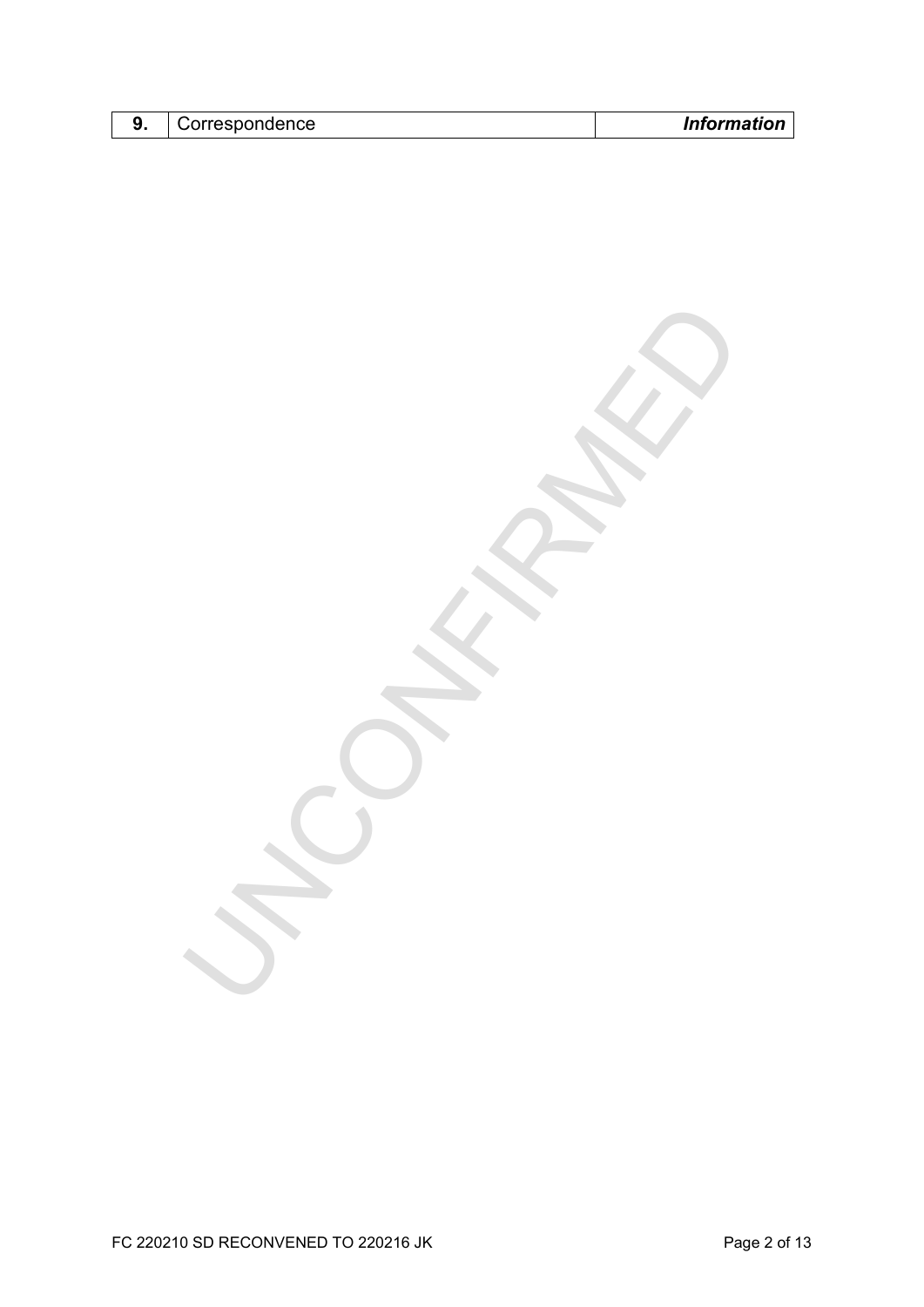| 9. | Correspondence | ***Information*** |
|---|---|---|

UNCONFIRMED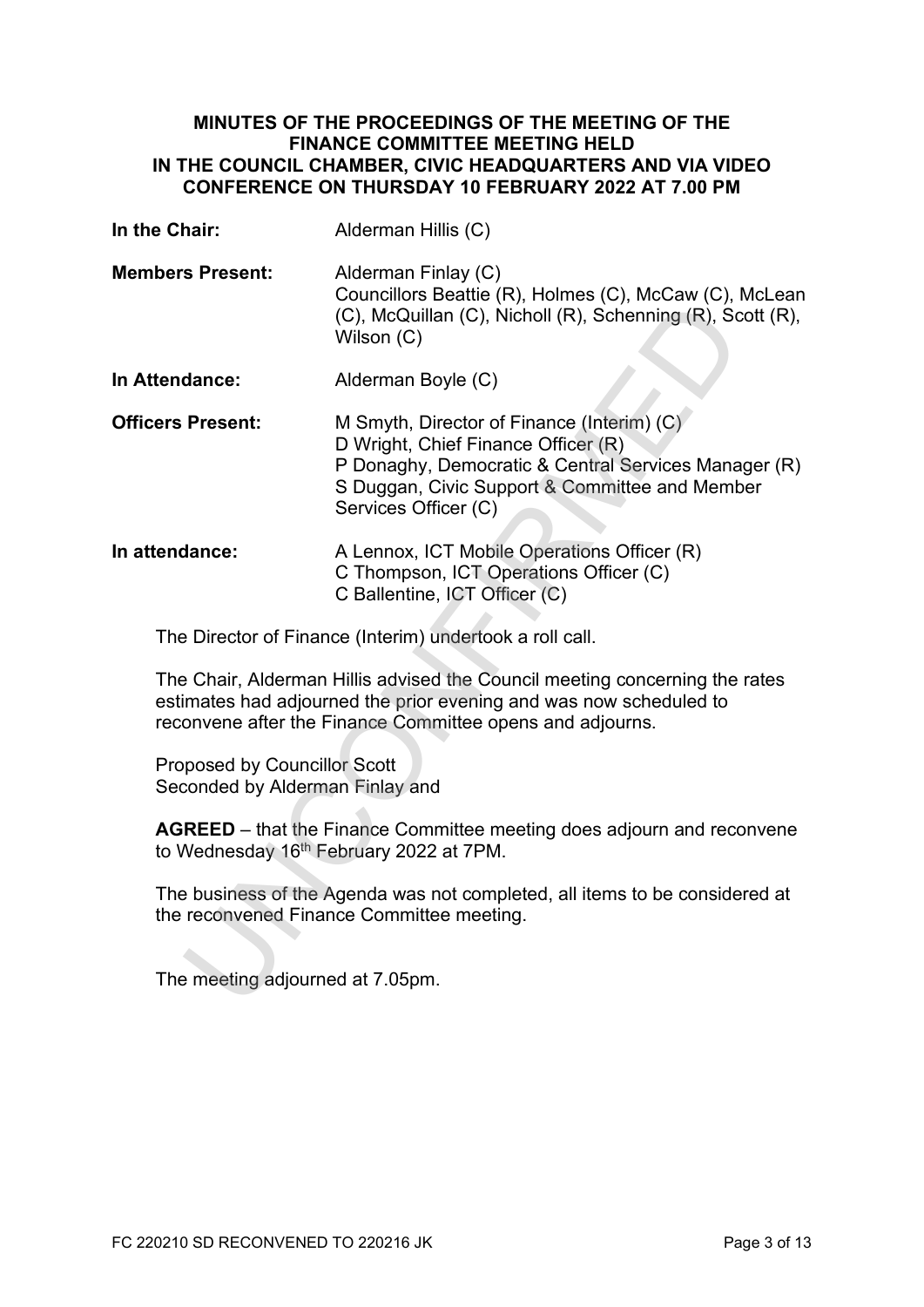**MINUTES OF THE PROCEEDINGS OF THE MEETING OF THE FINANCE COMMITTEE MEETING HELD IN THE COUNCIL CHAMBER, CIVIC HEADQUARTERS AND VIA VIDEO CONFERENCE ON THURSDAY 10 FEBRUARY 2022 AT 7.00 PM**

| | |
|---|---|
| **In the Chair:** | Alderman Hillis (C) |
| **Members Present:** | Alderman Finlay (C)<br>Councillors Beattie (R), Holmes (C), McCaw (C), McLean (C), McQuillan (C), Nicholl (R), Schenning (R), Scott (R), Wilson (C) |
| **In Attendance:** | Alderman Boyle (C) |
| **Officers Present:** | M Smyth, Director of Finance (Interim) (C)<br>D Wright, Chief Finance Officer (R)<br>P Donaghy, Democratic & Central Services Manager (R)<br>S Duggan, Civic Support & Committee and Member Services Officer (C) |
| **In attendance:** | A Lennox, ICT Mobile Operations Officer (R)<br>C Thompson, ICT Operations Officer (C)<br>C Ballentine, ICT Officer (C) |

The Director of Finance (Interim) undertook a roll call.

The Chair, Alderman Hillis advised the Council meeting concerning the rates estimates had adjourned the prior evening and was now scheduled to reconvene after the Finance Committee opens and adjourns.

Proposed by Councillor Scott
Seconded by Alderman Finlay and

**AGREED** – that the Finance Committee meeting does adjourn and reconvene to Wednesday 16th February 2022 at 7PM.

The business of the Agenda was not completed, all items to be considered at the reconvened Finance Committee meeting.

The meeting adjourned at 7.05pm.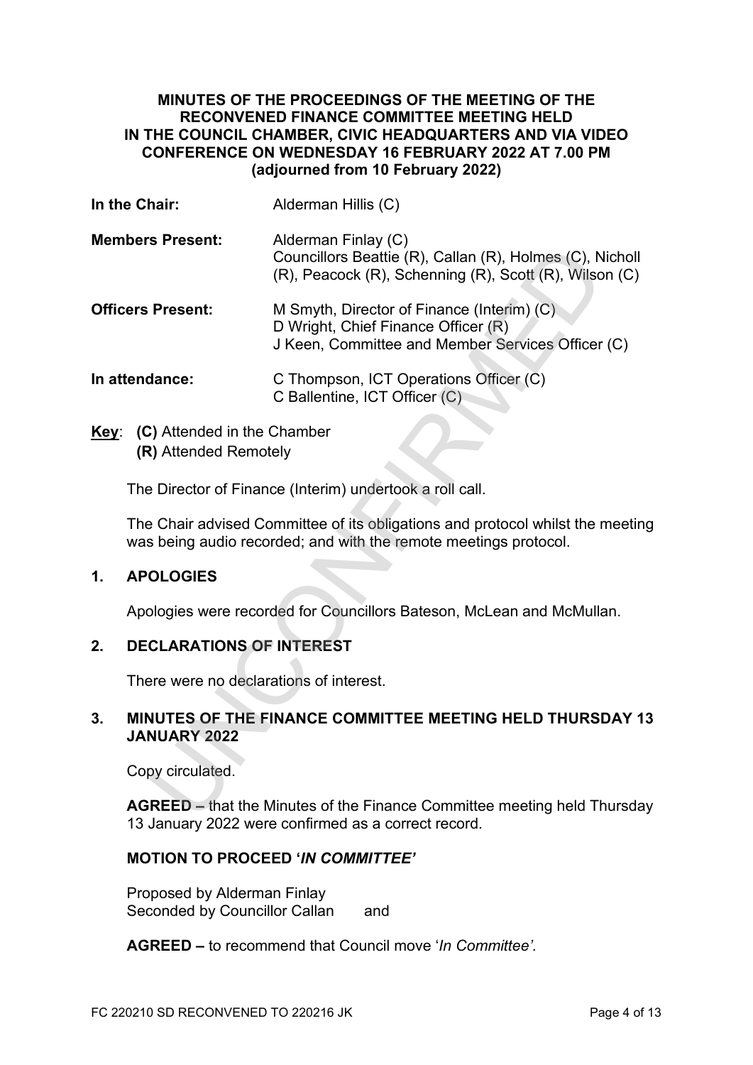**MINUTES OF THE PROCEEDINGS OF THE MEETING OF THE RECONVENED FINANCE COMMITTEE MEETING HELD IN THE COUNCIL CHAMBER, CIVIC HEADQUARTERS AND VIA VIDEO CONFERENCE ON WEDNESDAY 16 FEBRUARY 2022 AT 7.00 PM (adjourned from 10 February 2022)**

| | |
|---|---|
| **In the Chair:** | Alderman Hillis (C) |
| **Members Present:** | Alderman Finlay (C)<br>Councillors Beattie (R), Callan (R), Holmes (C), Nicholl (R), Peacock (R), Schenning (R), Scott (R), Wilson (C) |
| **Officers Present:** | M Smyth, Director of Finance (Interim) (C)<br>D Wright, Chief Finance Officer (R)<br>J Keen, Committee and Member Services Officer (C) |
| **In attendance:** | C Thompson, ICT Operations Officer (C)<br>C Ballentine, ICT Officer (C) |

**Key**: **(C)** Attended in the Chamber
**(R)** Attended Remotely

The Director of Finance (Interim) undertook a roll call.

The Chair advised Committee of its obligations and protocol whilst the meeting was being audio recorded; and with the remote meetings protocol.

## 1. APOLOGIES

Apologies were recorded for Councillors Bateson, McLean and McMullan.

## 2. DECLARATIONS OF INTEREST

There were no declarations of interest.

## 3. MINUTES OF THE FINANCE COMMITTEE MEETING HELD THURSDAY 13 JANUARY 2022

Copy circulated.

**AGREED** – that the Minutes of the Finance Committee meeting held Thursday 13 January 2022 were confirmed as a correct record.

### MOTION TO PROCEED '*IN COMMITTEE'*

Proposed by Alderman Finlay
Seconded by Councillor Callan and

**AGREED –** to recommend that Council move '*In Committee'.*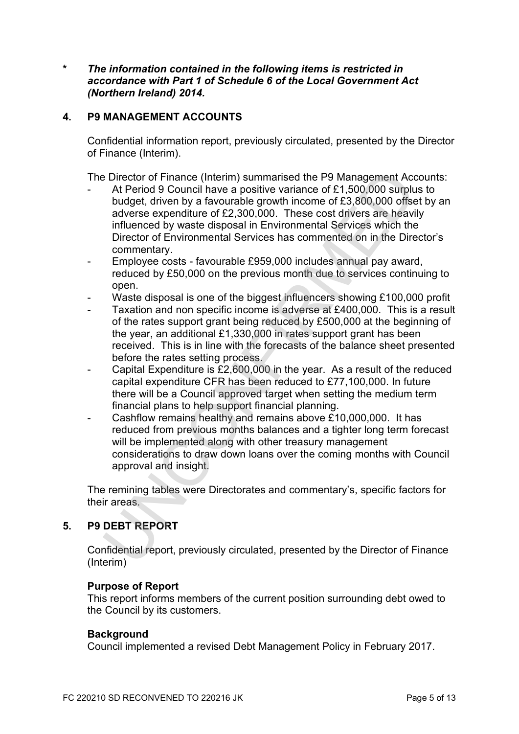*  ***The information contained in the following items is restricted in accordance with Part 1 of Schedule 6 of the Local Government Act (Northern Ireland) 2014.***

**4. P9 MANAGEMENT ACCOUNTS**

Confidential information report, previously circulated, presented by the Director of Finance (Interim).

The Director of Finance (Interim) summarised the P9 Management Accounts:

- At Period 9 Council have a positive variance of £1,500,000 surplus to budget, driven by a favourable growth income of £3,800,000 offset by an adverse expenditure of £2,300,000. These cost drivers are heavily influenced by waste disposal in Environmental Services which the Director of Environmental Services has commented on in the Director's commentary.
- Employee costs - favourable £959,000 includes annual pay award, reduced by £50,000 on the previous month due to services continuing to open.
- Waste disposal is one of the biggest influencers showing £100,000 profit
- Taxation and non specific income is adverse at £400,000. This is a result of the rates support grant being reduced by £500,000 at the beginning of the year, an additional £1,330,000 in rates support grant has been received. This is in line with the forecasts of the balance sheet presented before the rates setting process.
- Capital Expenditure is £2,600,000 in the year. As a result of the reduced capital expenditure CFR has been reduced to £77,100,000. In future there will be a Council approved target when setting the medium term financial plans to help support financial planning.
- Cashflow remains healthy and remains above £10,000,000. It has reduced from previous months balances and a tighter long term forecast will be implemented along with other treasury management considerations to draw down loans over the coming months with Council approval and insight.

The remining tables were Directorates and commentary's, specific factors for their areas.

**5. P9 DEBT REPORT**

Confidential report, previously circulated, presented by the Director of Finance (Interim)

**Purpose of Report**
This report informs members of the current position surrounding debt owed to the Council by its customers.

**Background**
Council implemented a revised Debt Management Policy in February 2017.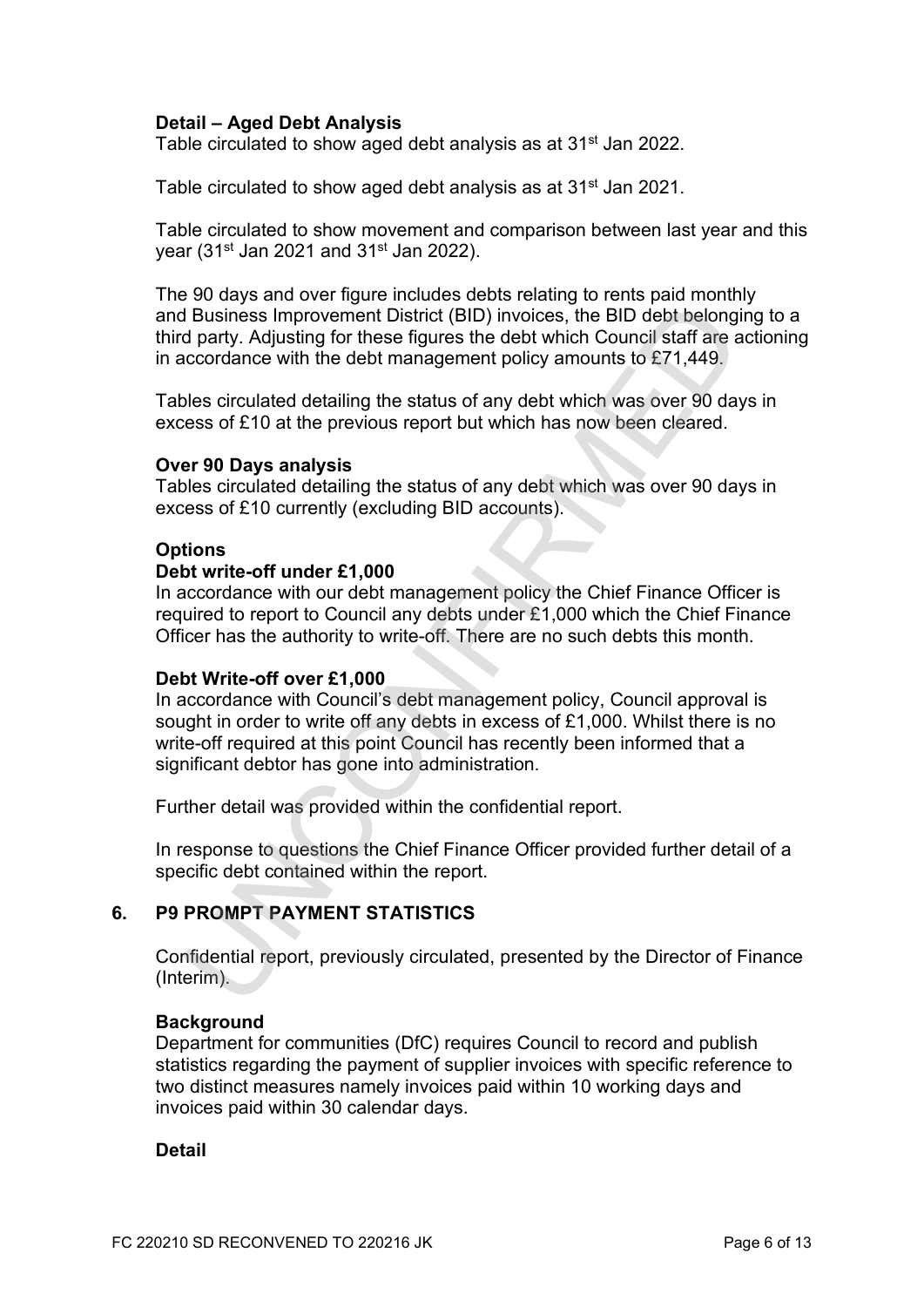**Detail – Aged Debt Analysis**
Table circulated to show aged debt analysis as at 31st Jan 2022.

Table circulated to show aged debt analysis as at 31st Jan 2021.

Table circulated to show movement and comparison between last year and this year (31st Jan 2021 and 31st Jan 2022).

The 90 days and over figure includes debts relating to rents paid monthly and Business Improvement District (BID) invoices, the BID debt belonging to a third party. Adjusting for these figures the debt which Council staff are actioning in accordance with the debt management policy amounts to £71,449.

Tables circulated detailing the status of any debt which was over 90 days in excess of £10 at the previous report but which has now been cleared.

**Over 90 Days analysis**
Tables circulated detailing the status of any debt which was over 90 days in excess of £10 currently (excluding BID accounts).

**Options**

**Debt write-off under £1,000**
In accordance with our debt management policy the Chief Finance Officer is required to report to Council any debts under £1,000 which the Chief Finance Officer has the authority to write-off. There are no such debts this month.

**Debt Write-off over £1,000**
In accordance with Council's debt management policy, Council approval is sought in order to write off any debts in excess of £1,000. Whilst there is no write-off required at this point Council has recently been informed that a significant debtor has gone into administration.

Further detail was provided within the confidential report.

In response to questions the Chief Finance Officer provided further detail of a specific debt contained within the report.

## 6. P9 PROMPT PAYMENT STATISTICS

Confidential report, previously circulated, presented by the Director of Finance (Interim).

**Background**
Department for communities (DfC) requires Council to record and publish statistics regarding the payment of supplier invoices with specific reference to two distinct measures namely invoices paid within 10 working days and invoices paid within 30 calendar days.

**Detail**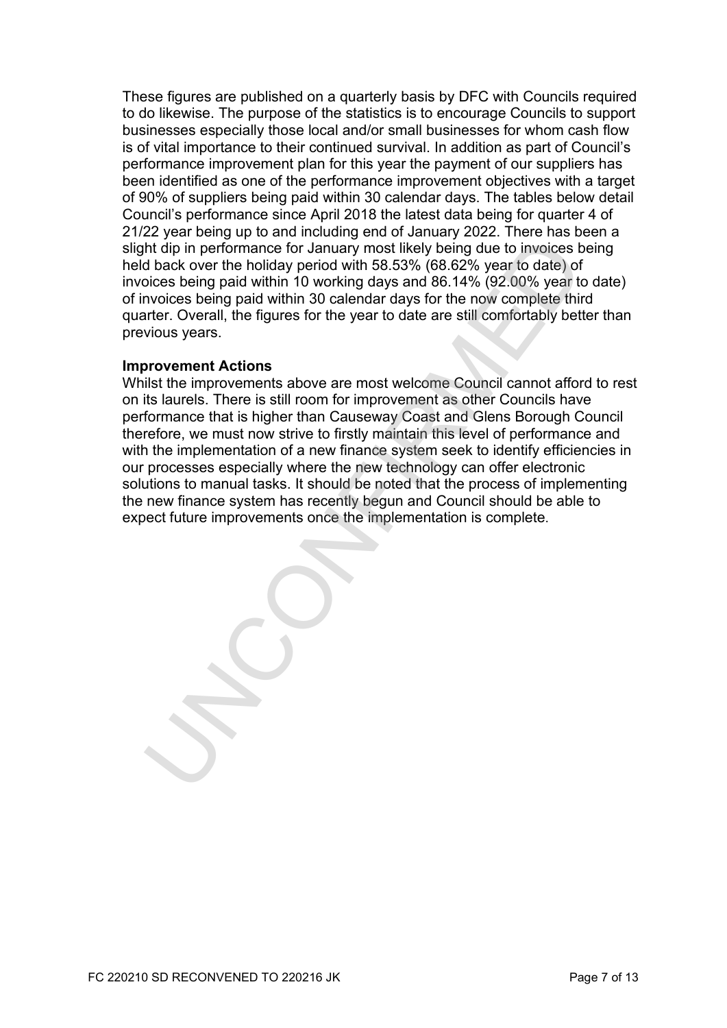These figures are published on a quarterly basis by DFC with Councils required to do likewise. The purpose of the statistics is to encourage Councils to support businesses especially those local and/or small businesses for whom cash flow is of vital importance to their continued survival. In addition as part of Council's performance improvement plan for this year the payment of our suppliers has been identified as one of the performance improvement objectives with a target of 90% of suppliers being paid within 30 calendar days. The tables below detail Council's performance since April 2018 the latest data being for quarter 4 of 21/22 year being up to and including end of January 2022. There has been a slight dip in performance for January most likely being due to invoices being held back over the holiday period with 58.53% (68.62% year to date) of invoices being paid within 10 working days and 86.14% (92.00% year to date) of invoices being paid within 30 calendar days for the now complete third quarter. Overall, the figures for the year to date are still comfortably better than previous years.

**Improvement Actions**

Whilst the improvements above are most welcome Council cannot afford to rest on its laurels. There is still room for improvement as other Councils have performance that is higher than Causeway Coast and Glens Borough Council therefore, we must now strive to firstly maintain this level of performance and with the implementation of a new finance system seek to identify efficiencies in our processes especially where the new technology can offer electronic solutions to manual tasks. It should be noted that the process of implementing the new finance system has recently begun and Council should be able to expect future improvements once the implementation is complete.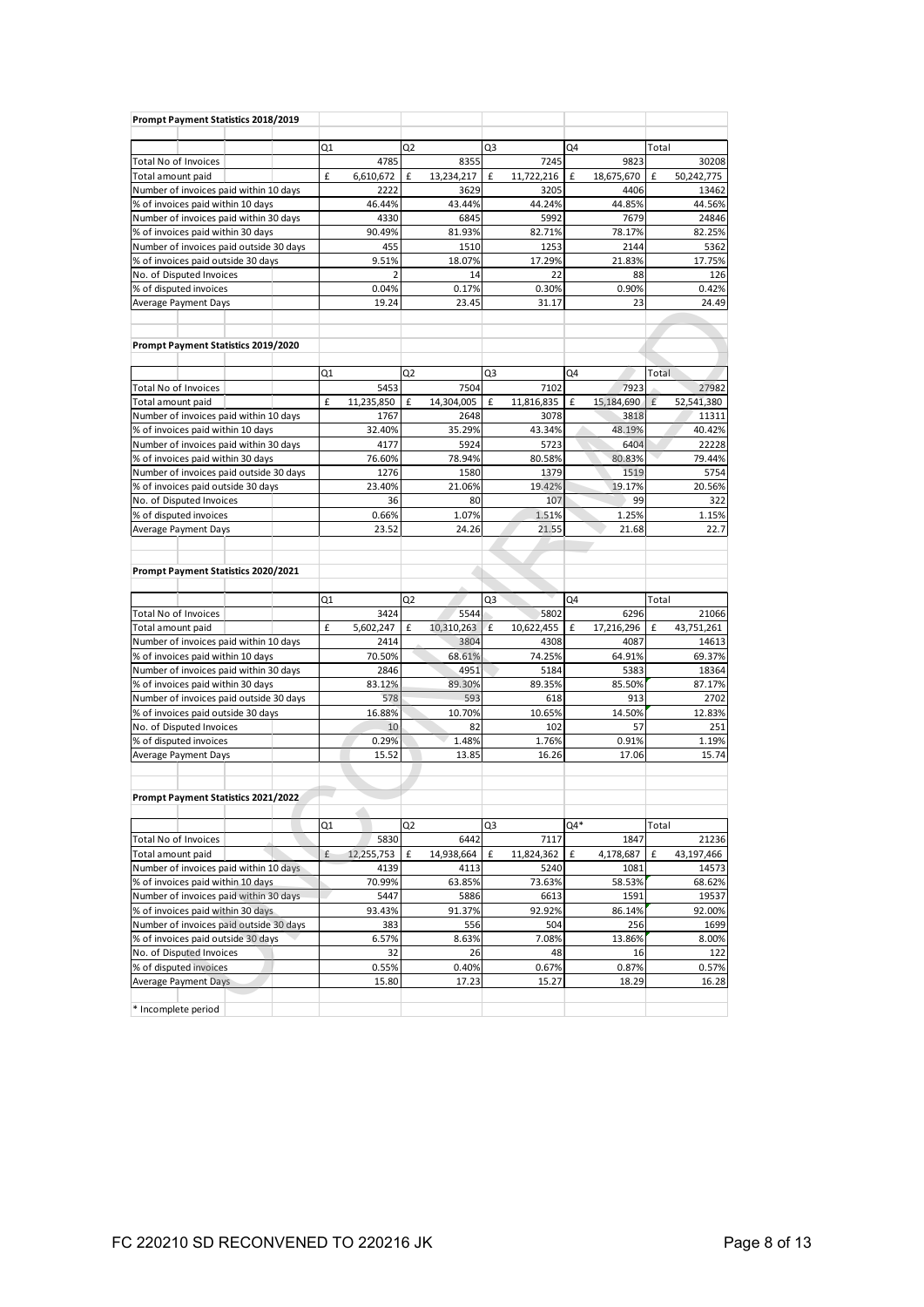**Prompt Payment Statistics 2018/2019**

| | Q1 | Q2 | Q3 | Q4 | Total |
|---|---|---|---|---|---|
| Total No of Invoices | 4785 | 8355 | 7245 | 9823 | 30208 |
| Total amount paid | £ 6,610,672 | £ 13,234,217 | £ 11,722,216 | £ 18,675,670 | £ 50,242,775 |
| Number of invoices paid within 10 days | 2222 | 3629 | 3205 | 4406 | 13462 |
| % of invoices paid within 10 days | 46.44% | 43.44% | 44.24% | 44.85% | 44.56% |
| Number of invoices paid within 30 days | 4330 | 6845 | 5992 | 7679 | 24846 |
| % of invoices paid within 30 days | 90.49% | 81.93% | 82.71% | 78.17% | 82.25% |
| Number of invoices paid outside 30 days | 455 | 1510 | 1253 | 2144 | 5362 |
| % of invoices paid outside 30 days | 9.51% | 18.07% | 17.29% | 21.83% | 17.75% |
| No. of Disputed Invoices | 2 | 14 | 22 | 88 | 126 |
| % of disputed invoices | 0.04% | 0.17% | 0.30% | 0.90% | 0.42% |
| Average Payment Days | 19.24 | 23.45 | 31.17 | 23 | 24.49 |

**Prompt Payment Statistics 2019/2020**

| | Q1 | Q2 | Q3 | Q4 | Total |
|---|---|---|---|---|---|
| Total No of Invoices | 5453 | 7504 | 7102 | 7923 | 27982 |
| Total amount paid | £ 11,235,850 | £ 14,304,005 | £ 11,816,835 | £ 15,184,690 | £ 52,541,380 |
| Number of invoices paid within 10 days | 1767 | 2648 | 3078 | 3818 | 11311 |
| % of invoices paid within 10 days | 32.40% | 35.29% | 43.34% | 48.19% | 40.42% |
| Number of invoices paid within 30 days | 4177 | 5924 | 5723 | 6404 | 22228 |
| % of invoices paid within 30 days | 76.60% | 78.94% | 80.58% | 80.83% | 79.44% |
| Number of invoices paid outside 30 days | 1276 | 1580 | 1379 | 1519 | 5754 |
| % of invoices paid outside 30 days | 23.40% | 21.06% | 19.42% | 19.17% | 20.56% |
| No. of Disputed Invoices | 36 | 80 | 107 | 99 | 322 |
| % of disputed invoices | 0.66% | 1.07% | 1.51% | 1.25% | 1.15% |
| Average Payment Days | 23.52 | 24.26 | 21.55 | 21.68 | 22.7 |

**Prompt Payment Statistics 2020/2021**

| | Q1 | Q2 | Q3 | Q4 | Total |
|---|---|---|---|---|---|
| Total No of Invoices | 3424 | 5544 | 5802 | 6296 | 21066 |
| Total amount paid | £ 5,602,247 | £ 10,310,263 | £ 10,622,455 | £ 17,216,296 | £ 43,751,261 |
| Number of invoices paid within 10 days | 2414 | 3804 | 4308 | 4087 | 14613 |
| % of invoices paid within 10 days | 70.50% | 68.61% | 74.25% | 64.91% | 69.37% |
| Number of invoices paid within 30 days | 2846 | 4951 | 5184 | 5383 | 18364 |
| % of invoices paid within 30 days | 83.12% | 89.30% | 89.35% | 85.50% | 87.17% |
| Number of invoices paid outside 30 days | 578 | 593 | 618 | 913 | 2702 |
| % of invoices paid outside 30 days | 16.88% | 10.70% | 10.65% | 14.50% | 12.83% |
| No. of Disputed Invoices | 10 | 82 | 102 | 57 | 251 |
| % of disputed invoices | 0.29% | 1.48% | 1.76% | 0.91% | 1.19% |
| Average Payment Days | 15.52 | 13.85 | 16.26 | 17.06 | 15.74 |

**Prompt Payment Statistics 2021/2022**

| | Q1 | Q2 | Q3 | Q4* | Total |
|---|---|---|---|---|---|
| Total No of Invoices | 5830 | 6442 | 7117 | 1847 | 21236 |
| Total amount paid | £ 12,255,753 | £ 14,938,664 | £ 11,824,362 | £ 4,178,687 | £ 43,197,466 |
| Number of invoices paid within 10 days | 4139 | 4113 | 5240 | 1081 | 14573 |
| % of invoices paid within 10 days | 70.99% | 63.85% | 73.63% | 58.53% | 68.62% |
| Number of invoices paid within 30 days | 5447 | 5886 | 6613 | 1591 | 19537 |
| % of invoices paid within 30 days | 93.43% | 91.37% | 92.92% | 86.14% | 92.00% |
| Number of invoices paid outside 30 days | 383 | 556 | 504 | 256 | 1699 |
| % of invoices paid outside 30 days | 6.57% | 8.63% | 7.08% | 13.86% | 8.00% |
| No. of Disputed Invoices | 32 | 26 | 48 | 16 | 122 |
| % of disputed invoices | 0.55% | 0.40% | 0.67% | 0.87% | 0.57% |
| Average Payment Days | 15.80 | 17.23 | 15.27 | 18.29 | 16.28 |

* Incomplete period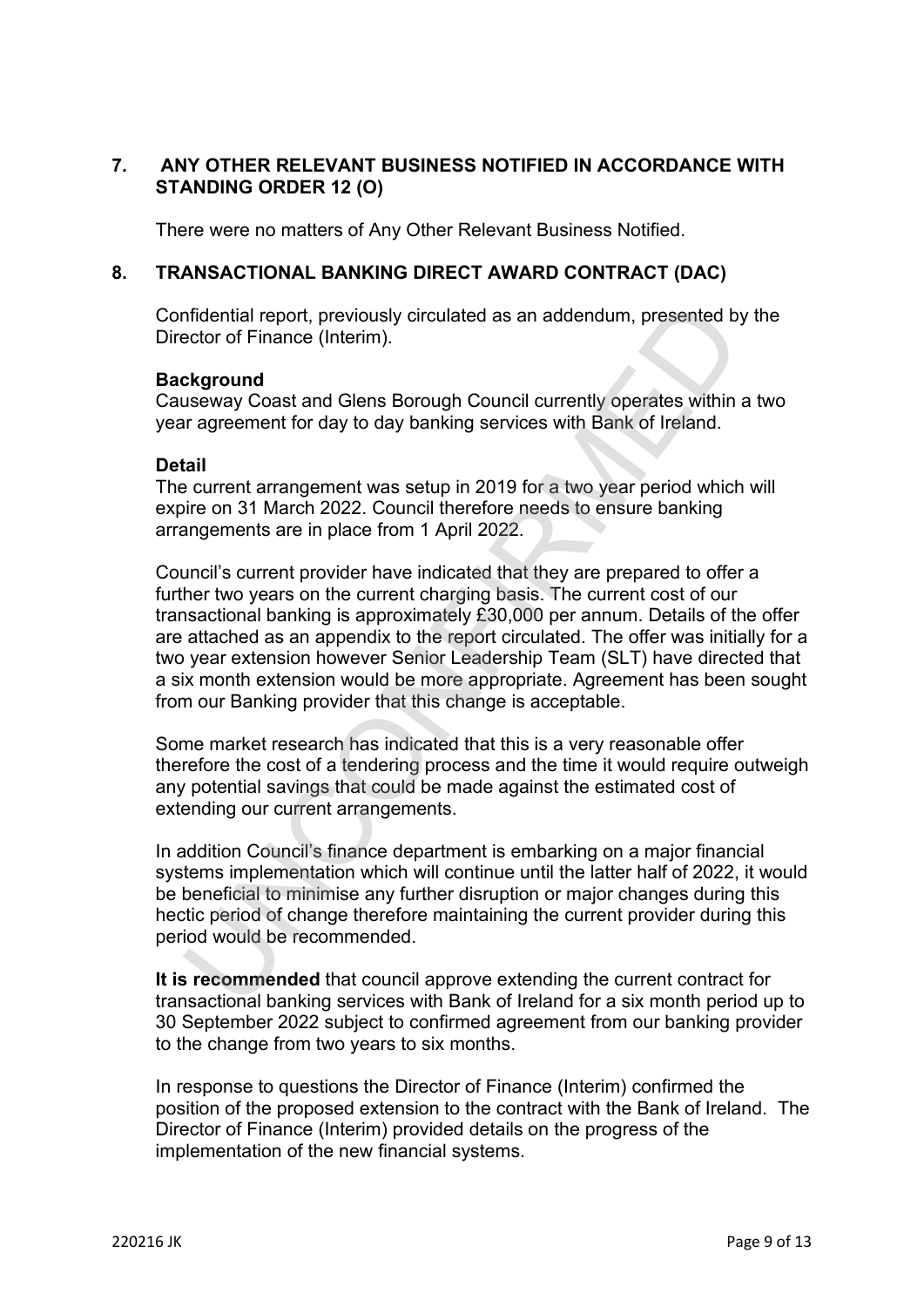## 7. ANY OTHER RELEVANT BUSINESS NOTIFIED IN ACCORDANCE WITH STANDING ORDER 12 (O)

There were no matters of Any Other Relevant Business Notified.

## 8. TRANSACTIONAL BANKING DIRECT AWARD CONTRACT (DAC)

Confidential report, previously circulated as an addendum, presented by the Director of Finance (Interim).

**Background**

Causeway Coast and Glens Borough Council currently operates within a two year agreement for day to day banking services with Bank of Ireland.

**Detail**

The current arrangement was setup in 2019 for a two year period which will expire on 31 March 2022. Council therefore needs to ensure banking arrangements are in place from 1 April 2022.

Council's current provider have indicated that they are prepared to offer a further two years on the current charging basis. The current cost of our transactional banking is approximately £30,000 per annum. Details of the offer are attached as an appendix to the report circulated. The offer was initially for a two year extension however Senior Leadership Team (SLT) have directed that a six month extension would be more appropriate. Agreement has been sought from our Banking provider that this change is acceptable.

Some market research has indicated that this is a very reasonable offer therefore the cost of a tendering process and the time it would require outweigh any potential savings that could be made against the estimated cost of extending our current arrangements.

In addition Council's finance department is embarking on a major financial systems implementation which will continue until the latter half of 2022, it would be beneficial to minimise any further disruption or major changes during this hectic period of change therefore maintaining the current provider during this period would be recommended.

**It is recommended** that council approve extending the current contract for transactional banking services with Bank of Ireland for a six month period up to 30 September 2022 subject to confirmed agreement from our banking provider to the change from two years to six months.

In response to questions the Director of Finance (Interim) confirmed the position of the proposed extension to the contract with the Bank of Ireland. The Director of Finance (Interim) provided details on the progress of the implementation of the new financial systems.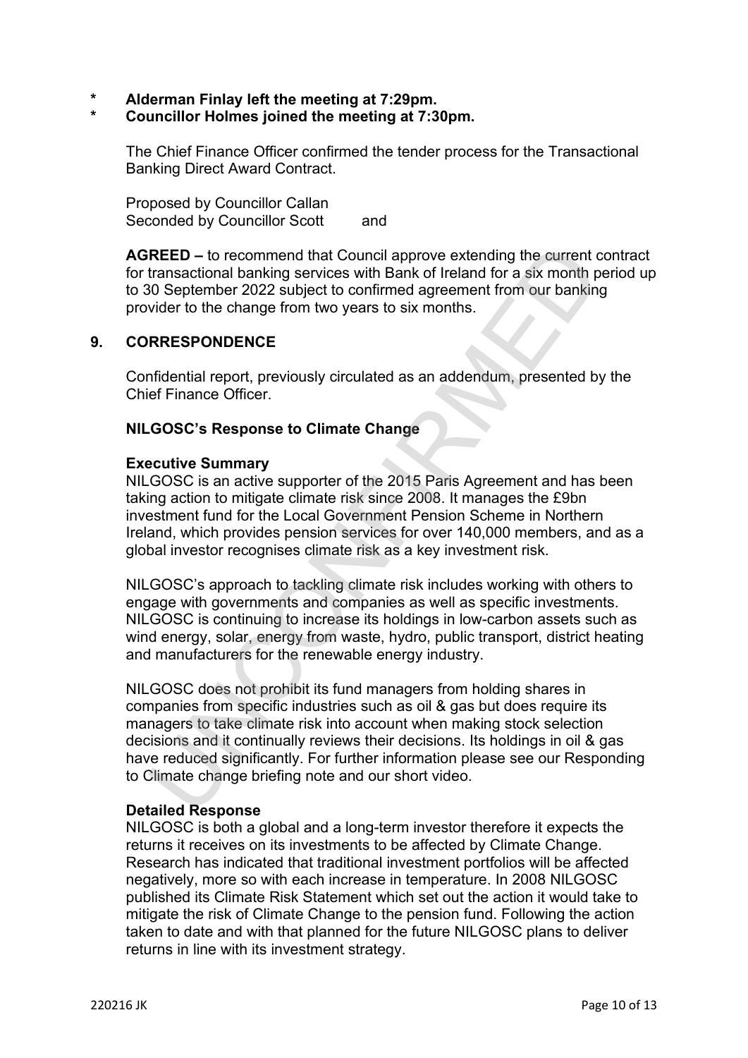\* **Alderman Finlay left the meeting at 7:29pm.**
\* **Councillor Holmes joined the meeting at 7:30pm.**

The Chief Finance Officer confirmed the tender process for the Transactional Banking Direct Award Contract.

Proposed by Councillor Callan
Seconded by Councillor Scott and

**AGREED –** to recommend that Council approve extending the current contract for transactional banking services with Bank of Ireland for a six month period up to 30 September 2022 subject to confirmed agreement from our banking provider to the change from two years to six months.

## 9. CORRESPONDENCE

Confidential report, previously circulated as an addendum, presented by the Chief Finance Officer.

**NILGOSC's Response to Climate Change**

**Executive Summary**
NILGOSC is an active supporter of the 2015 Paris Agreement and has been taking action to mitigate climate risk since 2008. It manages the £9bn investment fund for the Local Government Pension Scheme in Northern Ireland, which provides pension services for over 140,000 members, and as a global investor recognises climate risk as a key investment risk.

NILGOSC's approach to tackling climate risk includes working with others to engage with governments and companies as well as specific investments. NILGOSC is continuing to increase its holdings in low-carbon assets such as wind energy, solar, energy from waste, hydro, public transport, district heating and manufacturers for the renewable energy industry.

NILGOSC does not prohibit its fund managers from holding shares in companies from specific industries such as oil & gas but does require its managers to take climate risk into account when making stock selection decisions and it continually reviews their decisions. Its holdings in oil & gas have reduced significantly. For further information please see our Responding to Climate change briefing note and our short video.

**Detailed Response**
NILGOSC is both a global and a long-term investor therefore it expects the returns it receives on its investments to be affected by Climate Change. Research has indicated that traditional investment portfolios will be affected negatively, more so with each increase in temperature. In 2008 NILGOSC published its Climate Risk Statement which set out the action it would take to mitigate the risk of Climate Change to the pension fund. Following the action taken to date and with that planned for the future NILGOSC plans to deliver returns in line with its investment strategy.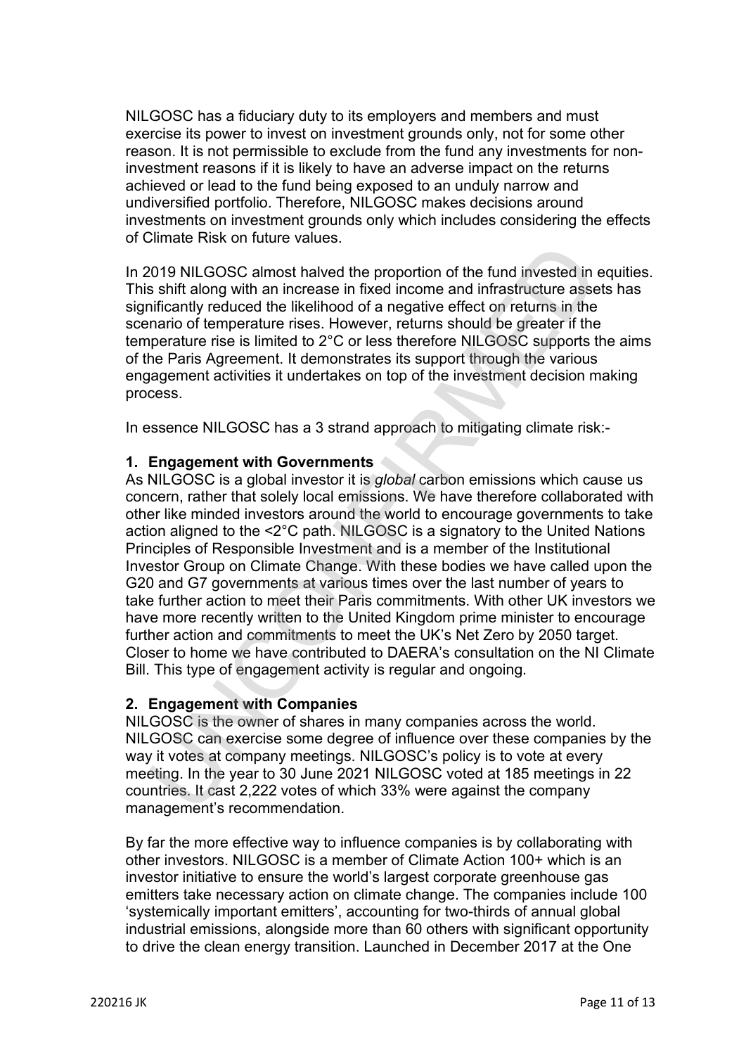NILGOSC has a fiduciary duty to its employers and members and must exercise its power to invest on investment grounds only, not for some other reason. It is not permissible to exclude from the fund any investments for non-investment reasons if it is likely to have an adverse impact on the returns achieved or lead to the fund being exposed to an unduly narrow and undiversified portfolio. Therefore, NILGOSC makes decisions around investments on investment grounds only which includes considering the effects of Climate Risk on future values.

In 2019 NILGOSC almost halved the proportion of the fund invested in equities. This shift along with an increase in fixed income and infrastructure assets has significantly reduced the likelihood of a negative effect on returns in the scenario of temperature rises. However, returns should be greater if the temperature rise is limited to 2°C or less therefore NILGOSC supports the aims of the Paris Agreement. It demonstrates its support through the various engagement activities it undertakes on top of the investment decision making process.

In essence NILGOSC has a 3 strand approach to mitigating climate risk:-

## 1. Engagement with Governments

As NILGOSC is a global investor it is *global* carbon emissions which cause us concern, rather that solely local emissions. We have therefore collaborated with other like minded investors around the world to encourage governments to take action aligned to the <2°C path. NILGOSC is a signatory to the United Nations Principles of Responsible Investment and is a member of the Institutional Investor Group on Climate Change. With these bodies we have called upon the G20 and G7 governments at various times over the last number of years to take further action to meet their Paris commitments. With other UK investors we have more recently written to the United Kingdom prime minister to encourage further action and commitments to meet the UK's Net Zero by 2050 target. Closer to home we have contributed to DAERA's consultation on the NI Climate Bill. This type of engagement activity is regular and ongoing.

## 2. Engagement with Companies

NILGOSC is the owner of shares in many companies across the world. NILGOSC can exercise some degree of influence over these companies by the way it votes at company meetings. NILGOSC's policy is to vote at every meeting. In the year to 30 June 2021 NILGOSC voted at 185 meetings in 22 countries. It cast 2,222 votes of which 33% were against the company management's recommendation.

By far the more effective way to influence companies is by collaborating with other investors. NILGOSC is a member of Climate Action 100+ which is an investor initiative to ensure the world's largest corporate greenhouse gas emitters take necessary action on climate change. The companies include 100 'systemically important emitters', accounting for two-thirds of annual global industrial emissions, alongside more than 60 others with significant opportunity to drive the clean energy transition. Launched in December 2017 at the One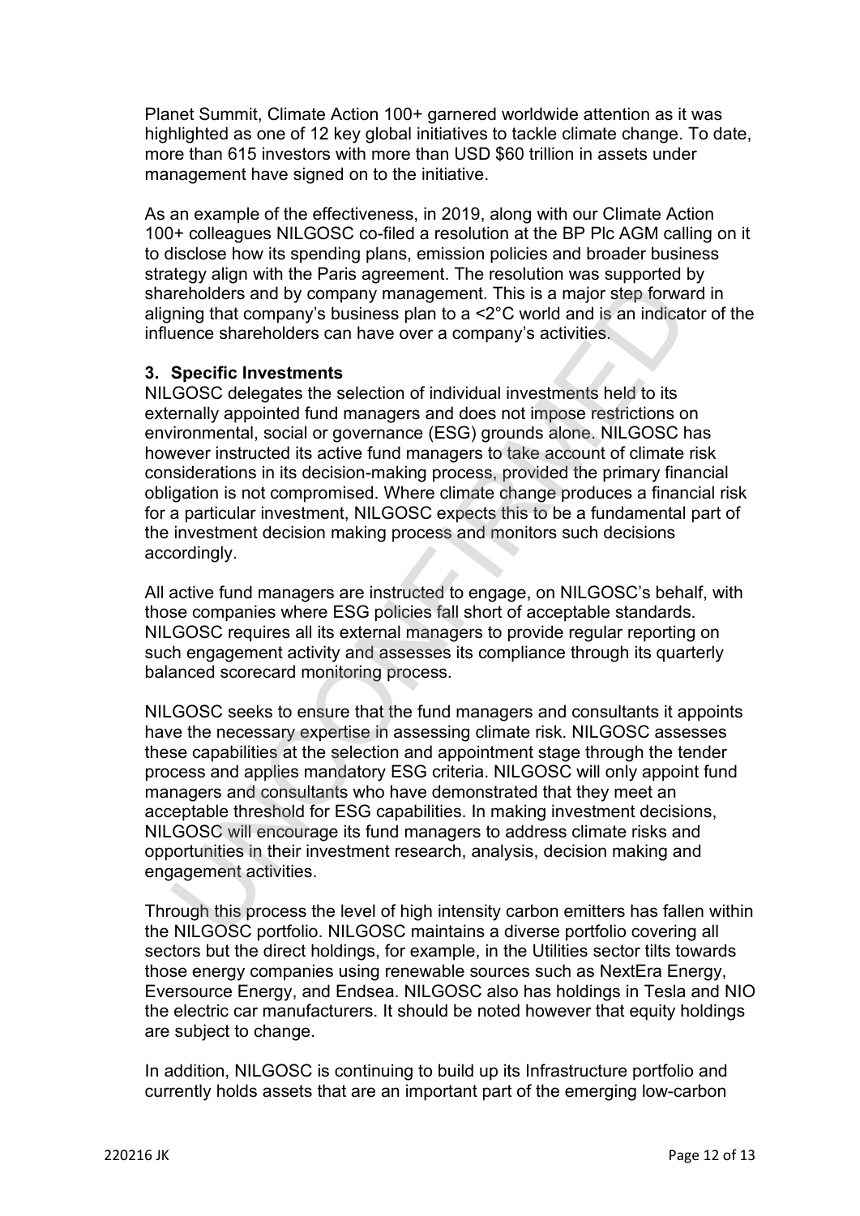Planet Summit, Climate Action 100+ garnered worldwide attention as it was highlighted as one of 12 key global initiatives to tackle climate change. To date, more than 615 investors with more than USD $60 trillion in assets under management have signed on to the initiative.

As an example of the effectiveness, in 2019, along with our Climate Action 100+ colleagues NILGOSC co-filed a resolution at the BP Plc AGM calling on it to disclose how its spending plans, emission policies and broader business strategy align with the Paris agreement. The resolution was supported by shareholders and by company management. This is a major step forward in aligning that company's business plan to a <2°C world and is an indicator of the influence shareholders can have over a company's activities.

## 3. Specific Investments

NILGOSC delegates the selection of individual investments held to its externally appointed fund managers and does not impose restrictions on environmental, social or governance (ESG) grounds alone. NILGOSC has however instructed its active fund managers to take account of climate risk considerations in its decision-making process, provided the primary financial obligation is not compromised. Where climate change produces a financial risk for a particular investment, NILGOSC expects this to be a fundamental part of the investment decision making process and monitors such decisions accordingly.

All active fund managers are instructed to engage, on NILGOSC's behalf, with those companies where ESG policies fall short of acceptable standards. NILGOSC requires all its external managers to provide regular reporting on such engagement activity and assesses its compliance through its quarterly balanced scorecard monitoring process.

NILGOSC seeks to ensure that the fund managers and consultants it appoints have the necessary expertise in assessing climate risk. NILGOSC assesses these capabilities at the selection and appointment stage through the tender process and applies mandatory ESG criteria. NILGOSC will only appoint fund managers and consultants who have demonstrated that they meet an acceptable threshold for ESG capabilities. In making investment decisions, NILGOSC will encourage its fund managers to address climate risks and opportunities in their investment research, analysis, decision making and engagement activities.

Through this process the level of high intensity carbon emitters has fallen within the NILGOSC portfolio. NILGOSC maintains a diverse portfolio covering all sectors but the direct holdings, for example, in the Utilities sector tilts towards those energy companies using renewable sources such as NextEra Energy, Eversource Energy, and Endsea. NILGOSC also has holdings in Tesla and NIO the electric car manufacturers. It should be noted however that equity holdings are subject to change.

In addition, NILGOSC is continuing to build up its Infrastructure portfolio and currently holds assets that are an important part of the emerging low-carbon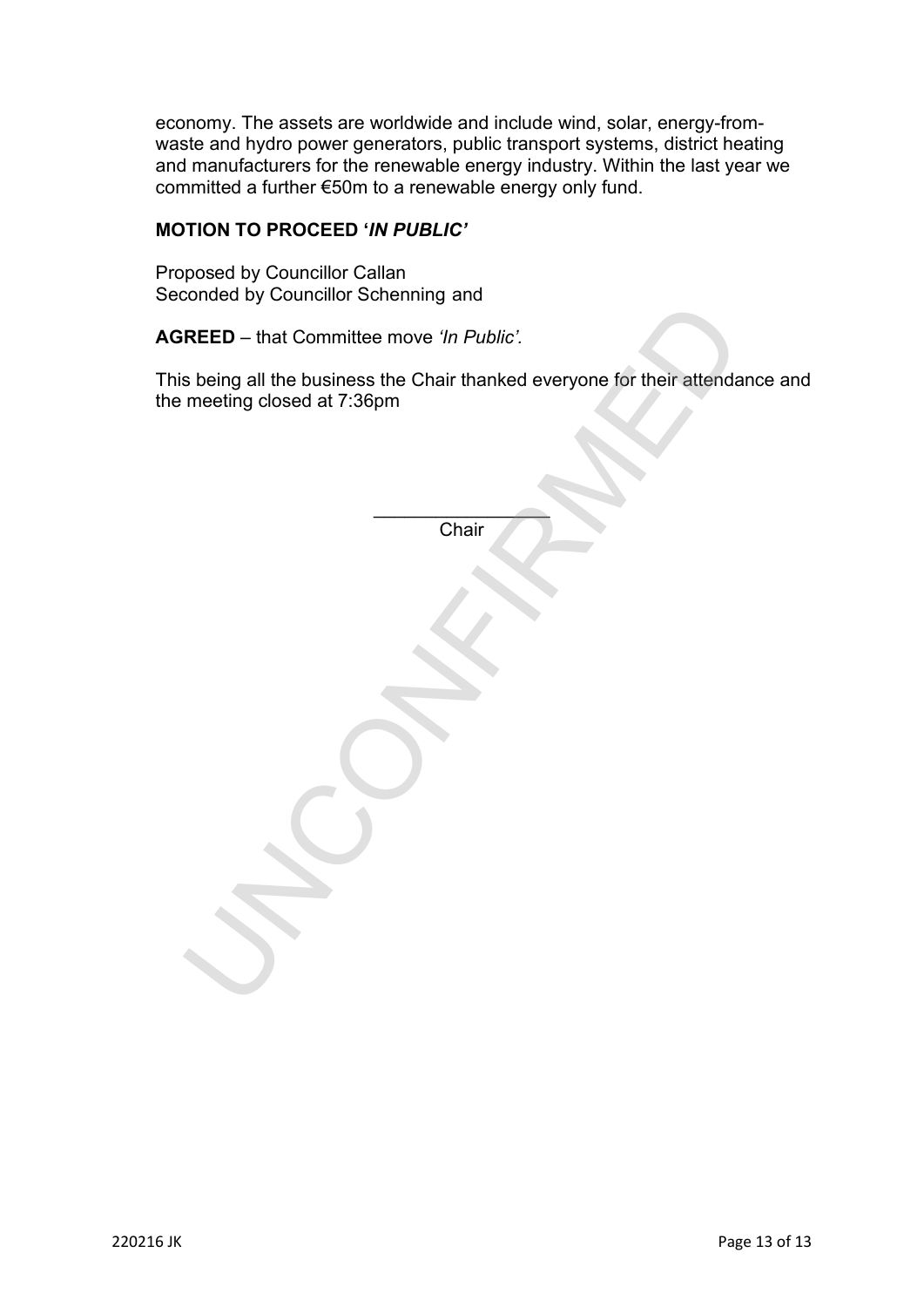economy. The assets are worldwide and include wind, solar, energy-from-waste and hydro power generators, public transport systems, district heating and manufacturers for the renewable energy industry. Within the last year we committed a further €50m to a renewable energy only fund.

**MOTION TO PROCEED '*IN PUBLIC*'**

Proposed by Councillor Callan
Seconded by Councillor Schenning and

**AGREED** – that Committee move *'In Public'.*

This being all the business the Chair thanked everyone for their attendance and the meeting closed at 7:36pm

_________________
Chair